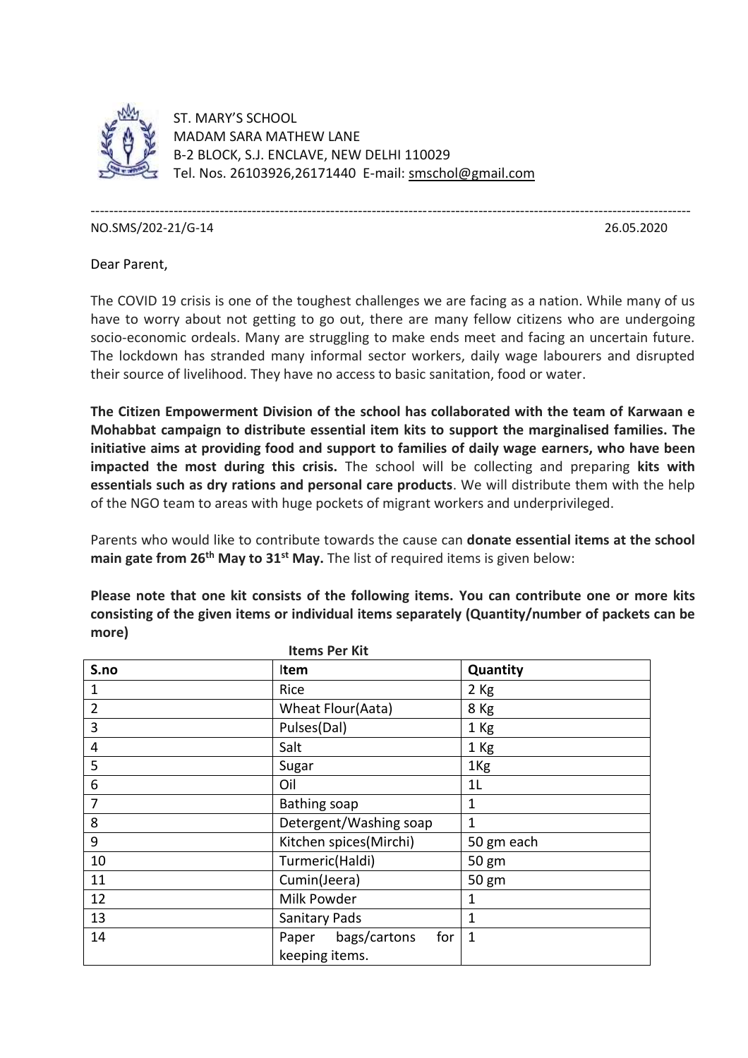ST. MARY'S SCHOOL
MADAM SARA MATHEW LANE
B-2 BLOCK, S.J. ENCLAVE, NEW DELHI 110029
Tel. Nos. 26103926,26171440 E-mail: smschol@gmail.com

---

NO.SMS/202-21/G-14 26.05.2020

Dear Parent,

The COVID 19 crisis is one of the toughest challenges we are facing as a nation. While many of us have to worry about not getting to go out, there are many fellow citizens who are undergoing socio-economic ordeals. Many are struggling to make ends meet and facing an uncertain future. The lockdown has stranded many informal sector workers, daily wage labourers and disrupted their source of livelihood. They have no access to basic sanitation, food or water.

**The Citizen Empowerment Division of the school has collaborated with the team of Karwaan e Mohabbat campaign to distribute essential item kits to support the marginalised families. The initiative aims at providing food and support to families of daily wage earners, who have been impacted the most during this crisis.** The school will be collecting and preparing **kits with essentials such as dry rations and personal care products**. We will distribute them with the help of the NGO team to areas with huge pockets of migrant workers and underprivileged.

Parents who would like to contribute towards the cause can **donate essential items at the school main gate from 26th May to 31st May.** The list of required items is given below:

**Please note that one kit consists of the following items. You can contribute one or more kits consisting of the given items or individual items separately (Quantity/number of packets can be more)**

**Items Per Kit**

| S.no | Item | Quantity |
|---|---|---|
| 1 | Rice | 2 Kg |
| 2 | Wheat Flour(Aata) | 8 Kg |
| 3 | Pulses(Dal) | 1 Kg |
| 4 | Salt | 1 Kg |
| 5 | Sugar | 1Kg |
| 6 | Oil | 1L |
| 7 | Bathing soap | 1 |
| 8 | Detergent/Washing soap | 1 |
| 9 | Kitchen spices(Mirchi) | 50 gm each |
| 10 | Turmeric(Haldi) | 50 gm |
| 11 | Cumin(Jeera) | 50 gm |
| 12 | Milk Powder | 1 |
| 13 | Sanitary Pads | 1 |
| 14 | Paper bags/cartons for keeping items. | 1 |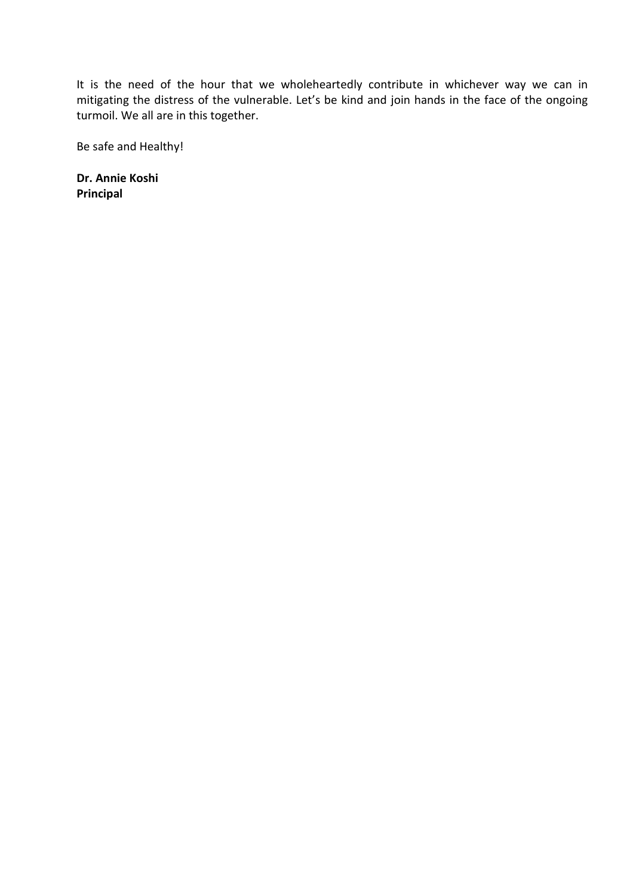It is the need of the hour that we wholeheartedly contribute in whichever way we can in mitigating the distress of the vulnerable. Let's be kind and join hands in the face of the ongoing turmoil. We all are in this together.

Be safe and Healthy!

**Dr. Annie Koshi**
**Principal**